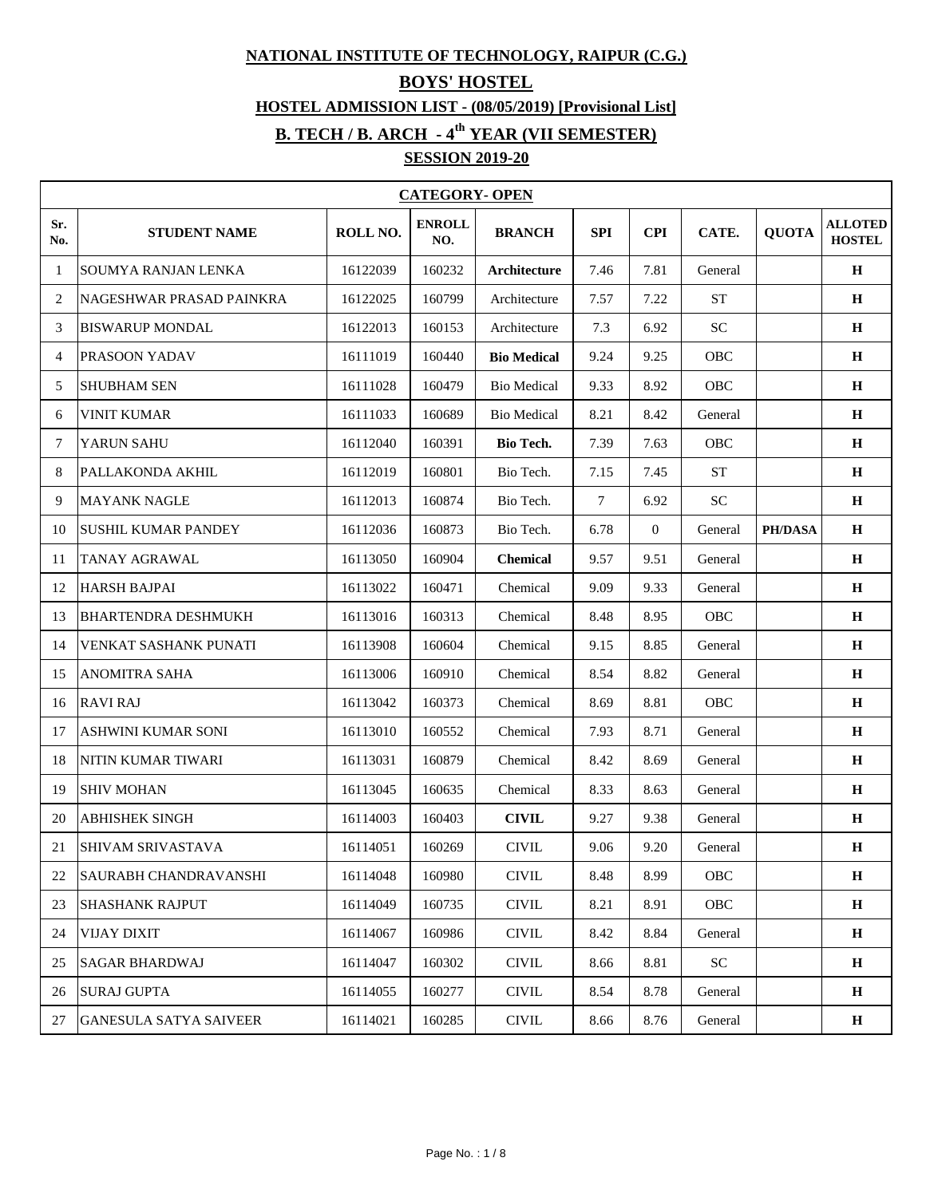**NATIONAL INSTITUTE OF TECHNOLOGY, RAIPUR (C.G.)**

**BOYS' HOSTEL**

**HOSTEL ADMISSION LIST - (08/05/2019) [Provisional List]**

**B. TECH / B. ARCH - 4th YEAR (VII SEMESTER)**

**SESSION 2019-20**

| CATEGORY- OPEN | | | | | | | | | |
|---|---|---|---|---|---|---|---|---|---|
| **Sr. No.** | **STUDENT NAME** | **ROLL NO.** | **ENROLL NO.** | **BRANCH** | **SPI** | **CPI** | **CATE.** | **QUOTA** | **ALLOTED HOSTEL** |
| 1 | SOUMYA RANJAN LENKA | 16122039 | 160232 | **Architecture** | 7.46 | 7.81 | General | | **H** |
| 2 | NAGESHWAR PRASAD PAINKRA | 16122025 | 160799 | Architecture | 7.57 | 7.22 | ST | | **H** |
| 3 | BISWARUP MONDAL | 16122013 | 160153 | Architecture | 7.3 | 6.92 | SC | | **H** |
| 4 | PRASOON YADAV | 16111019 | 160440 | **Bio Medical** | 9.24 | 9.25 | OBC | | **H** |
| 5 | SHUBHAM SEN | 16111028 | 160479 | Bio Medical | 9.33 | 8.92 | OBC | | **H** |
| 6 | VINIT KUMAR | 16111033 | 160689 | Bio Medical | 8.21 | 8.42 | General | | **H** |
| 7 | YARUN SAHU | 16112040 | 160391 | **Bio Tech.** | 7.39 | 7.63 | OBC | | **H** |
| 8 | PALLAKONDA AKHIL | 16112019 | 160801 | Bio Tech. | 7.15 | 7.45 | ST | | **H** |
| 9 | MAYANK NAGLE | 16112013 | 160874 | Bio Tech. | 7 | 6.92 | SC | | **H** |
| 10 | SUSHIL KUMAR PANDEY | 16112036 | 160873 | Bio Tech. | 6.78 | 0 | General | **PH/DASA** | **H** |
| 11 | TANAY AGRAWAL | 16113050 | 160904 | **Chemical** | 9.57 | 9.51 | General | | **H** |
| 12 | HARSH BAJPAI | 16113022 | 160471 | Chemical | 9.09 | 9.33 | General | | **H** |
| 13 | BHARTENDRA DESHMUKH | 16113016 | 160313 | Chemical | 8.48 | 8.95 | OBC | | **H** |
| 14 | VENKAT SASHANK PUNATI | 16113908 | 160604 | Chemical | 9.15 | 8.85 | General | | **H** |
| 15 | ANOMITRA SAHA | 16113006 | 160910 | Chemical | 8.54 | 8.82 | General | | **H** |
| 16 | RAVI RAJ | 16113042 | 160373 | Chemical | 8.69 | 8.81 | OBC | | **H** |
| 17 | ASHWINI KUMAR SONI | 16113010 | 160552 | Chemical | 7.93 | 8.71 | General | | **H** |
| 18 | NITIN KUMAR TIWARI | 16113031 | 160879 | Chemical | 8.42 | 8.69 | General | | **H** |
| 19 | SHIV MOHAN | 16113045 | 160635 | Chemical | 8.33 | 8.63 | General | | **H** |
| 20 | ABHISHEK SINGH | 16114003 | 160403 | **CIVIL** | 9.27 | 9.38 | General | | **H** |
| 21 | SHIVAM SRIVASTAVA | 16114051 | 160269 | CIVIL | 9.06 | 9.20 | General | | **H** |
| 22 | SAURABH CHANDRAVANSHI | 16114048 | 160980 | CIVIL | 8.48 | 8.99 | OBC | | **H** |
| 23 | SHASHANK RAJPUT | 16114049 | 160735 | CIVIL | 8.21 | 8.91 | OBC | | **H** |
| 24 | VIJAY DIXIT | 16114067 | 160986 | CIVIL | 8.42 | 8.84 | General | | **H** |
| 25 | SAGAR BHARDWAJ | 16114047 | 160302 | CIVIL | 8.66 | 8.81 | SC | | **H** |
| 26 | SURAJ GUPTA | 16114055 | 160277 | CIVIL | 8.54 | 8.78 | General | | **H** |
| 27 | GANESULA SATYA SAIVEER | 16114021 | 160285 | CIVIL | 8.66 | 8.76 | General | | **H** |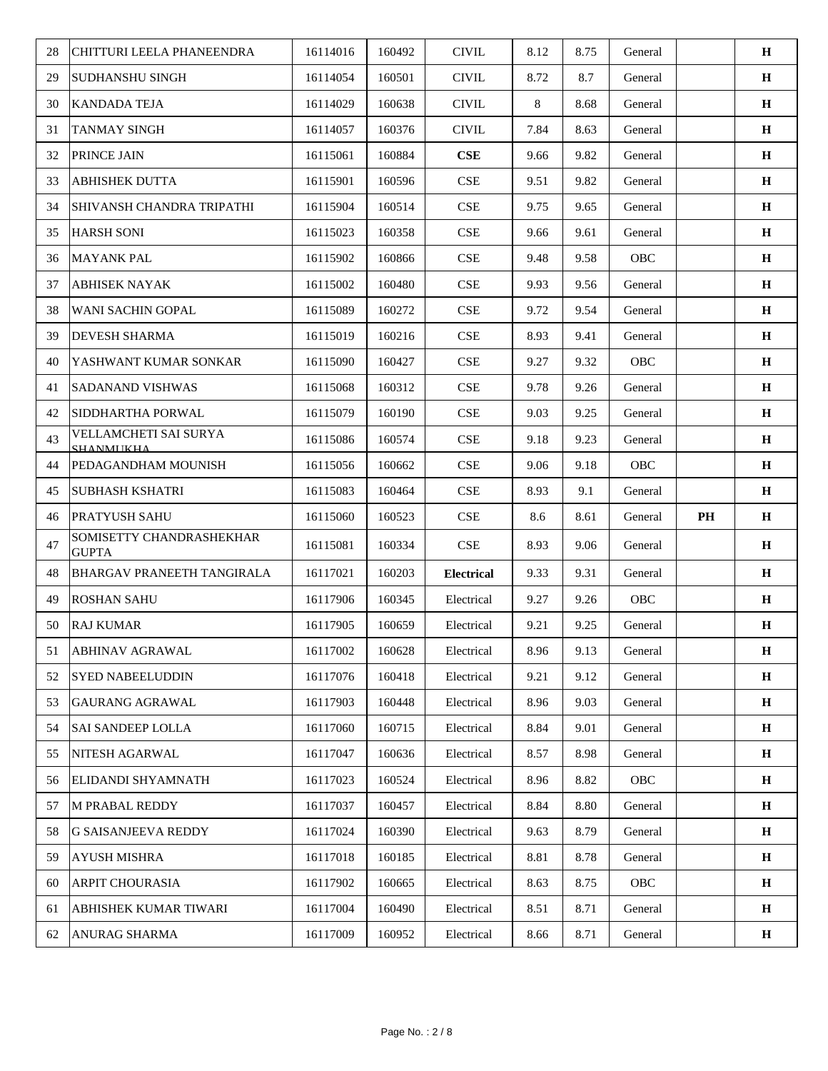| 28 | CHITTURI LEELA PHANEENDRA | 16114016 | 160492 | CIVIL | 8.12 | 8.75 | General | | **H** |
|---|---|---|---|---|---|---|---|---|---|
| 29 | SUDHANSHU SINGH | 16114054 | 160501 | CIVIL | 8.72 | 8.7 | General | | **H** |
| 30 | KANDADA TEJA | 16114029 | 160638 | CIVIL | 8 | 8.68 | General | | **H** |
| 31 | TANMAY SINGH | 16114057 | 160376 | CIVIL | 7.84 | 8.63 | General | | **H** |
| 32 | PRINCE JAIN | 16115061 | 160884 | **CSE** | 9.66 | 9.82 | General | | **H** |
| 33 | ABHISHEK DUTTA | 16115901 | 160596 | CSE | 9.51 | 9.82 | General | | **H** |
| 34 | SHIVANSH CHANDRA TRIPATHI | 16115904 | 160514 | CSE | 9.75 | 9.65 | General | | **H** |
| 35 | HARSH SONI | 16115023 | 160358 | CSE | 9.66 | 9.61 | General | | **H** |
| 36 | MAYANK PAL | 16115902 | 160866 | CSE | 9.48 | 9.58 | OBC | | **H** |
| 37 | ABHISEK NAYAK | 16115002 | 160480 | CSE | 9.93 | 9.56 | General | | **H** |
| 38 | WANI SACHIN GOPAL | 16115089 | 160272 | CSE | 9.72 | 9.54 | General | | **H** |
| 39 | DEVESH SHARMA | 16115019 | 160216 | CSE | 8.93 | 9.41 | General | | **H** |
| 40 | YASHWANT KUMAR SONKAR | 16115090 | 160427 | CSE | 9.27 | 9.32 | OBC | | **H** |
| 41 | SADANAND VISHWAS | 16115068 | 160312 | CSE | 9.78 | 9.26 | General | | **H** |
| 42 | SIDDHARTHA PORWAL | 16115079 | 160190 | CSE | 9.03 | 9.25 | General | | **H** |
| 43 | VELLAMCHETI SAI SURYA SHANMUKHA | 16115086 | 160574 | CSE | 9.18 | 9.23 | General | | **H** |
| 44 | PEDAGANDHAM MOUNISH | 16115056 | 160662 | CSE | 9.06 | 9.18 | OBC | | **H** |
| 45 | SUBHASH KSHATRI | 16115083 | 160464 | CSE | 8.93 | 9.1 | General | | **H** |
| 46 | PRATYUSH SAHU | 16115060 | 160523 | CSE | 8.6 | 8.61 | General | **PH** | **H** |
| 47 | SOMISETTY CHANDRASHEKHAR GUPTA | 16115081 | 160334 | CSE | 8.93 | 9.06 | General | | **H** |
| 48 | BHARGAV PRANEETH TANGIRALA | 16117021 | 160203 | **Electrical** | 9.33 | 9.31 | General | | **H** |
| 49 | ROSHAN SAHU | 16117906 | 160345 | Electrical | 9.27 | 9.26 | OBC | | **H** |
| 50 | RAJ KUMAR | 16117905 | 160659 | Electrical | 9.21 | 9.25 | General | | **H** |
| 51 | ABHINAV AGRAWAL | 16117002 | 160628 | Electrical | 8.96 | 9.13 | General | | **H** |
| 52 | SYED NABEELUDDIN | 16117076 | 160418 | Electrical | 9.21 | 9.12 | General | | **H** |
| 53 | GAURANG AGRAWAL | 16117903 | 160448 | Electrical | 8.96 | 9.03 | General | | **H** |
| 54 | SAI SANDEEP LOLLA | 16117060 | 160715 | Electrical | 8.84 | 9.01 | General | | **H** |
| 55 | NITESH AGARWAL | 16117047 | 160636 | Electrical | 8.57 | 8.98 | General | | **H** |
| 56 | ELIDANDI SHYAMNATH | 16117023 | 160524 | Electrical | 8.96 | 8.82 | OBC | | **H** |
| 57 | M PRABAL REDDY | 16117037 | 160457 | Electrical | 8.84 | 8.80 | General | | **H** |
| 58 | G SAISANJEEVA REDDY | 16117024 | 160390 | Electrical | 9.63 | 8.79 | General | | **H** |
| 59 | AYUSH MISHRA | 16117018 | 160185 | Electrical | 8.81 | 8.78 | General | | **H** |
| 60 | ARPIT CHOURASIA | 16117902 | 160665 | Electrical | 8.63 | 8.75 | OBC | | **H** |
| 61 | ABHISHEK KUMAR TIWARI | 16117004 | 160490 | Electrical | 8.51 | 8.71 | General | | **H** |
| 62 | ANURAG SHARMA | 16117009 | 160952 | Electrical | 8.66 | 8.71 | General | | **H** |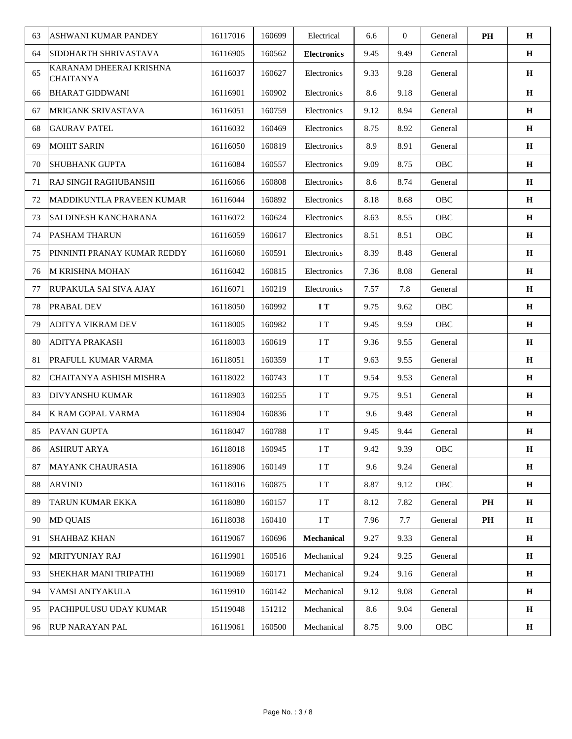| | | | | | | | | | |
|---|---|---|---|---|---|---|---|---|---|
| 63 | ASHWANI KUMAR PANDEY | 16117016 | 160699 | Electrical | 6.6 | 0 | General | **PH** | **H** |
| 64 | SIDDHARTH SHRIVASTAVA | 16116905 | 160562 | **Electronics** | 9.45 | 9.49 | General | | **H** |
| 65 | KARANAM DHEERAJ KRISHNA CHAITANYA | 16116037 | 160627 | Electronics | 9.33 | 9.28 | General | | **H** |
| 66 | BHARAT GIDDWANI | 16116901 | 160902 | Electronics | 8.6 | 9.18 | General | | **H** |
| 67 | MRIGANK SRIVASTAVA | 16116051 | 160759 | Electronics | 9.12 | 8.94 | General | | **H** |
| 68 | GAURAV PATEL | 16116032 | 160469 | Electronics | 8.75 | 8.92 | General | | **H** |
| 69 | MOHIT SARIN | 16116050 | 160819 | Electronics | 8.9 | 8.91 | General | | **H** |
| 70 | SHUBHANK GUPTA | 16116084 | 160557 | Electronics | 9.09 | 8.75 | OBC | | **H** |
| 71 | RAJ SINGH RAGHUBANSHI | 16116066 | 160808 | Electronics | 8.6 | 8.74 | General | | **H** |
| 72 | MADDIKUNTLA PRAVEEN KUMAR | 16116044 | 160892 | Electronics | 8.18 | 8.68 | OBC | | **H** |
| 73 | SAI DINESH KANCHARANA | 16116072 | 160624 | Electronics | 8.63 | 8.55 | OBC | | **H** |
| 74 | PASHAM THARUN | 16116059 | 160617 | Electronics | 8.51 | 8.51 | OBC | | **H** |
| 75 | PINNINTI PRANAY KUMAR REDDY | 16116060 | 160591 | Electronics | 8.39 | 8.48 | General | | **H** |
| 76 | M KRISHNA MOHAN | 16116042 | 160815 | Electronics | 7.36 | 8.08 | General | | **H** |
| 77 | RUPAKULA SAI SIVA AJAY | 16116071 | 160219 | Electronics | 7.57 | 7.8 | General | | **H** |
| 78 | PRABAL DEV | 16118050 | 160992 | **I T** | 9.75 | 9.62 | OBC | | **H** |
| 79 | ADITYA VIKRAM DEV | 16118005 | 160982 | I T | 9.45 | 9.59 | OBC | | **H** |
| 80 | ADITYA PRAKASH | 16118003 | 160619 | I T | 9.36 | 9.55 | General | | **H** |
| 81 | PRAFULL KUMAR VARMA | 16118051 | 160359 | I T | 9.63 | 9.55 | General | | **H** |
| 82 | CHAITANYA ASHISH MISHRA | 16118022 | 160743 | I T | 9.54 | 9.53 | General | | **H** |
| 83 | DIVYANSHU KUMAR | 16118903 | 160255 | I T | 9.75 | 9.51 | General | | **H** |
| 84 | K RAM GOPAL VARMA | 16118904 | 160836 | I T | 9.6 | 9.48 | General | | **H** |
| 85 | PAVAN GUPTA | 16118047 | 160788 | I T | 9.45 | 9.44 | General | | **H** |
| 86 | ASHRUT ARYA | 16118018 | 160945 | I T | 9.42 | 9.39 | OBC | | **H** |
| 87 | MAYANK CHAURASIA | 16118906 | 160149 | I T | 9.6 | 9.24 | General | | **H** |
| 88 | ARVIND | 16118016 | 160875 | I T | 8.87 | 9.12 | OBC | | **H** |
| 89 | TARUN KUMAR EKKA | 16118080 | 160157 | I T | 8.12 | 7.82 | General | **PH** | **H** |
| 90 | MD QUAIS | 16118038 | 160410 | I T | 7.96 | 7.7 | General | **PH** | **H** |
| 91 | SHAHBAZ KHAN | 16119067 | 160696 | **Mechanical** | 9.27 | 9.33 | General | | **H** |
| 92 | MRITYUNJAY RAJ | 16119901 | 160516 | Mechanical | 9.24 | 9.25 | General | | **H** |
| 93 | SHEKHAR MANI TRIPATHI | 16119069 | 160171 | Mechanical | 9.24 | 9.16 | General | | **H** |
| 94 | VAMSI ANTYAKULA | 16119910 | 160142 | Mechanical | 9.12 | 9.08 | General | | **H** |
| 95 | PACHIPULUSU UDAY KUMAR | 15119048 | 151212 | Mechanical | 8.6 | 9.04 | General | | **H** |
| 96 | RUP NARAYAN PAL | 16119061 | 160500 | Mechanical | 8.75 | 9.00 | OBC | | **H** |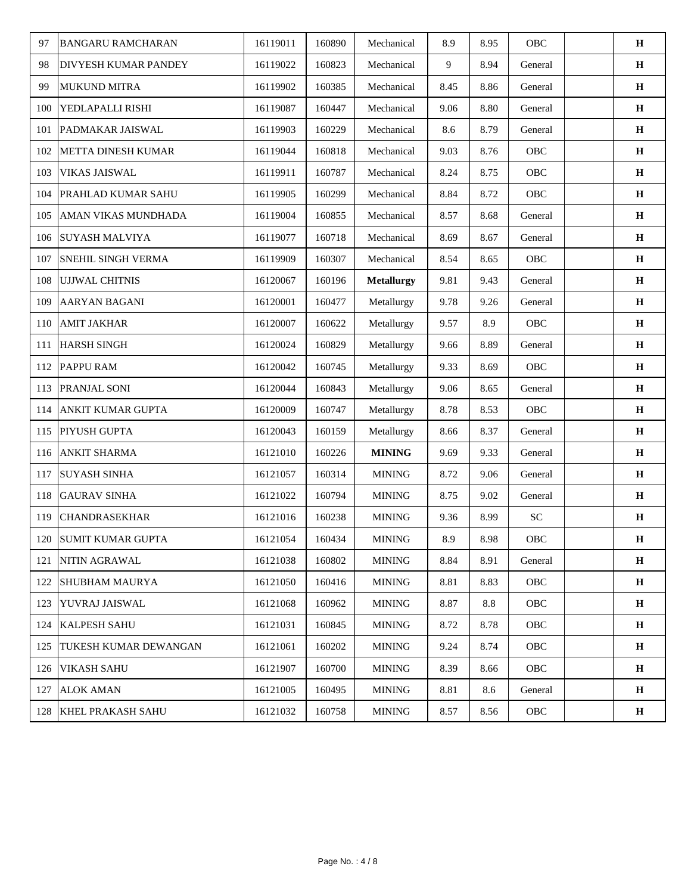| | | | | | | | | | |
|---|---|---|---|---|---|---|---|---|---|
| 97 | BANGARU RAMCHARAN | 16119011 | 160890 | Mechanical | 8.9 | 8.95 | OBC | | **H** |
| 98 | DIVYESH KUMAR PANDEY | 16119022 | 160823 | Mechanical | 9 | 8.94 | General | | **H** |
| 99 | MUKUND MITRA | 16119902 | 160385 | Mechanical | 8.45 | 8.86 | General | | **H** |
| 100 | YEDLAPALLI RISHI | 16119087 | 160447 | Mechanical | 9.06 | 8.80 | General | | **H** |
| 101 | PADMAKAR JAISWAL | 16119903 | 160229 | Mechanical | 8.6 | 8.79 | General | | **H** |
| 102 | METTA DINESH KUMAR | 16119044 | 160818 | Mechanical | 9.03 | 8.76 | OBC | | **H** |
| 103 | VIKAS JAISWAL | 16119911 | 160787 | Mechanical | 8.24 | 8.75 | OBC | | **H** |
| 104 | PRAHLAD KUMAR SAHU | 16119905 | 160299 | Mechanical | 8.84 | 8.72 | OBC | | **H** |
| 105 | AMAN VIKAS MUNDHADA | 16119004 | 160855 | Mechanical | 8.57 | 8.68 | General | | **H** |
| 106 | SUYASH MALVIYA | 16119077 | 160718 | Mechanical | 8.69 | 8.67 | General | | **H** |
| 107 | SNEHIL SINGH VERMA | 16119909 | 160307 | Mechanical | 8.54 | 8.65 | OBC | | **H** |
| 108 | UJJWAL CHITNIS | 16120067 | 160196 | **Metallurgy** | 9.81 | 9.43 | General | | **H** |
| 109 | AARYAN BAGANI | 16120001 | 160477 | Metallurgy | 9.78 | 9.26 | General | | **H** |
| 110 | AMIT JAKHAR | 16120007 | 160622 | Metallurgy | 9.57 | 8.9 | OBC | | **H** |
| 111 | HARSH SINGH | 16120024 | 160829 | Metallurgy | 9.66 | 8.89 | General | | **H** |
| 112 | PAPPU RAM | 16120042 | 160745 | Metallurgy | 9.33 | 8.69 | OBC | | **H** |
| 113 | PRANJAL SONI | 16120044 | 160843 | Metallurgy | 9.06 | 8.65 | General | | **H** |
| 114 | ANKIT KUMAR GUPTA | 16120009 | 160747 | Metallurgy | 8.78 | 8.53 | OBC | | **H** |
| 115 | PIYUSH GUPTA | 16120043 | 160159 | Metallurgy | 8.66 | 8.37 | General | | **H** |
| 116 | ANKIT SHARMA | 16121010 | 160226 | **MINING** | 9.69 | 9.33 | General | | **H** |
| 117 | SUYASH SINHA | 16121057 | 160314 | MINING | 8.72 | 9.06 | General | | **H** |
| 118 | GAURAV SINHA | 16121022 | 160794 | MINING | 8.75 | 9.02 | General | | **H** |
| 119 | CHANDRASEKHAR | 16121016 | 160238 | MINING | 9.36 | 8.99 | SC | | **H** |
| 120 | SUMIT KUMAR GUPTA | 16121054 | 160434 | MINING | 8.9 | 8.98 | OBC | | **H** |
| 121 | NITIN AGRAWAL | 16121038 | 160802 | MINING | 8.84 | 8.91 | General | | **H** |
| 122 | SHUBHAM MAURYA | 16121050 | 160416 | MINING | 8.81 | 8.83 | OBC | | **H** |
| 123 | YUVRAJ JAISWAL | 16121068 | 160962 | MINING | 8.87 | 8.8 | OBC | | **H** |
| 124 | KALPESH SAHU | 16121031 | 160845 | MINING | 8.72 | 8.78 | OBC | | **H** |
| 125 | TUKESH KUMAR DEWANGAN | 16121061 | 160202 | MINING | 9.24 | 8.74 | OBC | | **H** |
| 126 | VIKASH SAHU | 16121907 | 160700 | MINING | 8.39 | 8.66 | OBC | | **H** |
| 127 | ALOK AMAN | 16121005 | 160495 | MINING | 8.81 | 8.6 | General | | **H** |
| 128 | KHEL PRAKASH SAHU | 16121032 | 160758 | MINING | 8.57 | 8.56 | OBC | | **H** |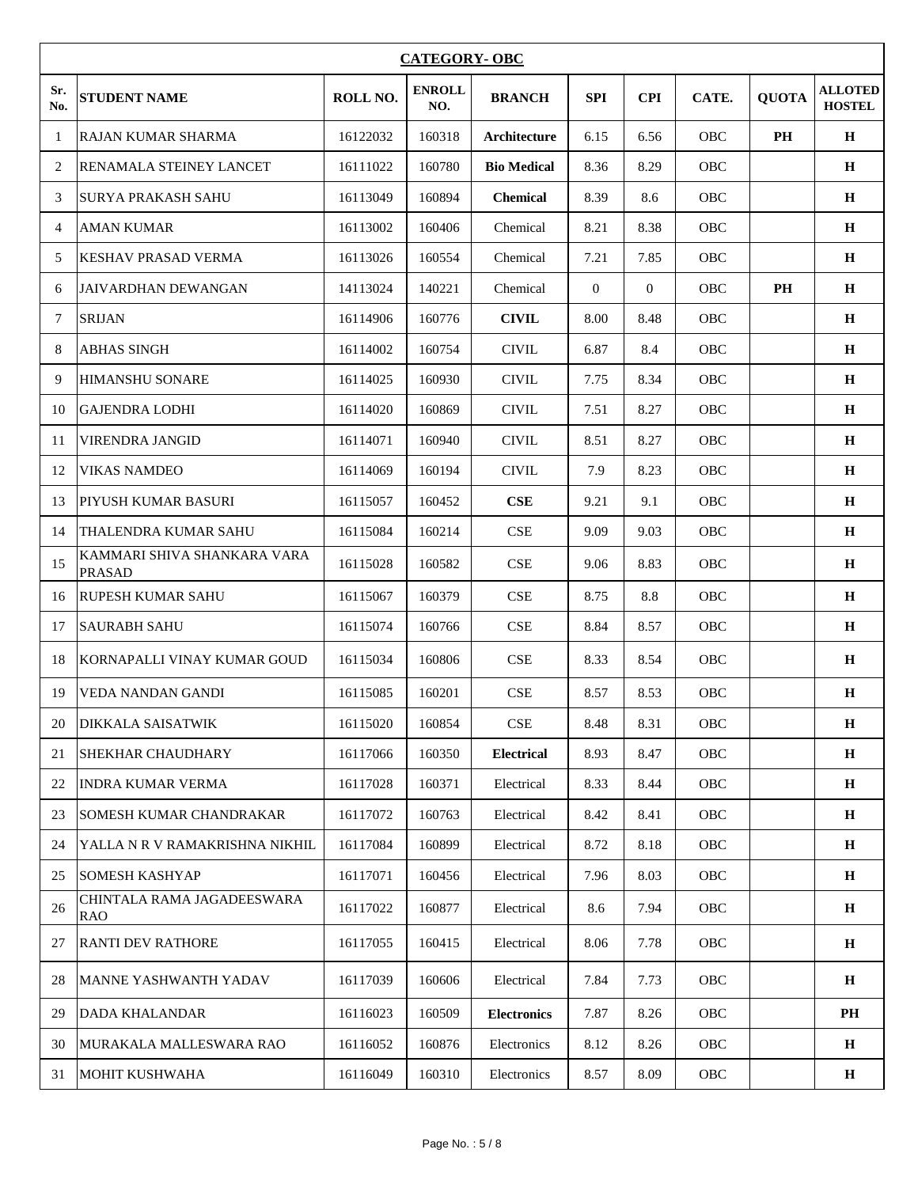**CATEGORY- OBC**

| Sr. No. | STUDENT NAME | ROLL NO. | ENROLL NO. | BRANCH | SPI | CPI | CATE. | QUOTA | ALLOTED HOSTEL |
|---|---|---|---|---|---|---|---|---|---|
| 1 | RAJAN KUMAR SHARMA | 16122032 | 160318 | **Architecture** | 6.15 | 6.56 | OBC | **PH** | **H** |
| 2 | RENAMALA STEINEY LANCET | 16111022 | 160780 | **Bio Medical** | 8.36 | 8.29 | OBC | | **H** |
| 3 | SURYA PRAKASH SAHU | 16113049 | 160894 | **Chemical** | 8.39 | 8.6 | OBC | | **H** |
| 4 | AMAN KUMAR | 16113002 | 160406 | Chemical | 8.21 | 8.38 | OBC | | **H** |
| 5 | KESHAV PRASAD VERMA | 16113026 | 160554 | Chemical | 7.21 | 7.85 | OBC | | **H** |
| 6 | JAIVARDHAN DEWANGAN | 14113024 | 140221 | Chemical | 0 | 0 | OBC | **PH** | **H** |
| 7 | SRIJAN | 16114906 | 160776 | **CIVIL** | 8.00 | 8.48 | OBC | | **H** |
| 8 | ABHAS SINGH | 16114002 | 160754 | CIVIL | 6.87 | 8.4 | OBC | | **H** |
| 9 | HIMANSHU SONARE | 16114025 | 160930 | CIVIL | 7.75 | 8.34 | OBC | | **H** |
| 10 | GAJENDRA LODHI | 16114020 | 160869 | CIVIL | 7.51 | 8.27 | OBC | | **H** |
| 11 | VIRENDRA JANGID | 16114071 | 160940 | CIVIL | 8.51 | 8.27 | OBC | | **H** |
| 12 | VIKAS NAMDEO | 16114069 | 160194 | CIVIL | 7.9 | 8.23 | OBC | | **H** |
| 13 | PIYUSH KUMAR BASURI | 16115057 | 160452 | **CSE** | 9.21 | 9.1 | OBC | | **H** |
| 14 | THALENDRA KUMAR SAHU | 16115084 | 160214 | CSE | 9.09 | 9.03 | OBC | | **H** |
| 15 | KAMMARI SHIVA SHANKARA VARA PRASAD | 16115028 | 160582 | CSE | 9.06 | 8.83 | OBC | | **H** |
| 16 | RUPESH KUMAR SAHU | 16115067 | 160379 | CSE | 8.75 | 8.8 | OBC | | **H** |
| 17 | SAURABH SAHU | 16115074 | 160766 | CSE | 8.84 | 8.57 | OBC | | **H** |
| 18 | KORNAPALLI VINAY KUMAR GOUD | 16115034 | 160806 | CSE | 8.33 | 8.54 | OBC | | **H** |
| 19 | VEDA NANDAN GANDI | 16115085 | 160201 | CSE | 8.57 | 8.53 | OBC | | **H** |
| 20 | DIKKALA SAISATWIK | 16115020 | 160854 | CSE | 8.48 | 8.31 | OBC | | **H** |
| 21 | SHEKHAR CHAUDHARY | 16117066 | 160350 | **Electrical** | 8.93 | 8.47 | OBC | | **H** |
| 22 | INDRA KUMAR VERMA | 16117028 | 160371 | Electrical | 8.33 | 8.44 | OBC | | **H** |
| 23 | SOMESH KUMAR CHANDRAKAR | 16117072 | 160763 | Electrical | 8.42 | 8.41 | OBC | | **H** |
| 24 | YALLA N R V RAMAKRISHNA NIKHIL | 16117084 | 160899 | Electrical | 8.72 | 8.18 | OBC | | **H** |
| 25 | SOMESH KASHYAP | 16117071 | 160456 | Electrical | 7.96 | 8.03 | OBC | | **H** |
| 26 | CHINTALA RAMA JAGADEESWARA RAO | 16117022 | 160877 | Electrical | 8.6 | 7.94 | OBC | | **H** |
| 27 | RANTI DEV RATHORE | 16117055 | 160415 | Electrical | 8.06 | 7.78 | OBC | | **H** |
| 28 | MANNE YASHWANTH YADAV | 16117039 | 160606 | Electrical | 7.84 | 7.73 | OBC | | **H** |
| 29 | DADA KHALANDAR | 16116023 | 160509 | **Electronics** | 7.87 | 8.26 | OBC | | **PH** |
| 30 | MURAKALA MALLESWARA RAO | 16116052 | 160876 | Electronics | 8.12 | 8.26 | OBC | | **H** |
| 31 | MOHIT KUSHWAHA | 16116049 | 160310 | Electronics | 8.57 | 8.09 | OBC | | **H** |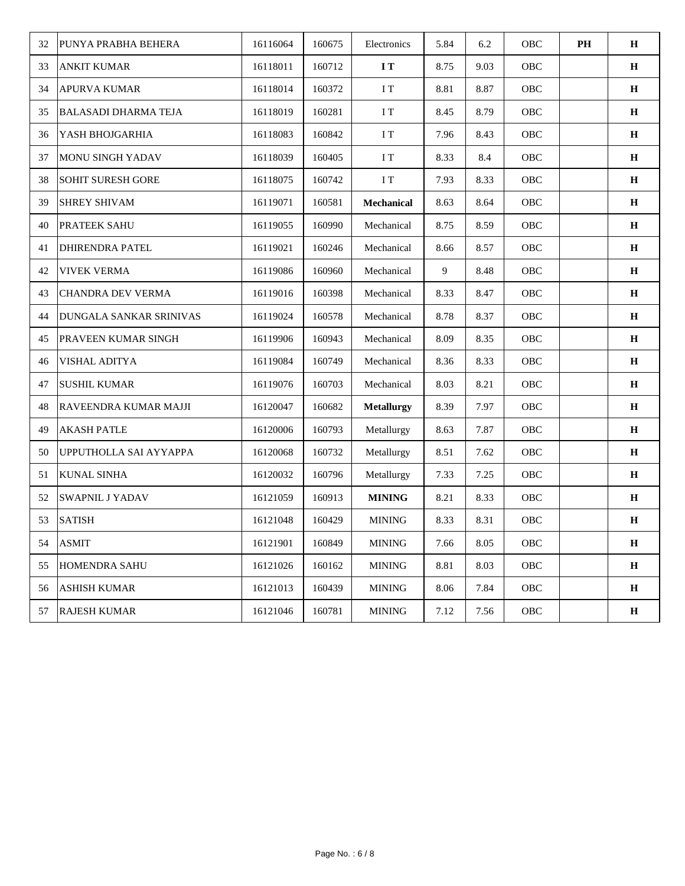| | | | | | | | | | |
|---|---|---|---|---|---|---|---|---|---|
| 32 | PUNYA PRABHA BEHERA | 16116064 | 160675 | Electronics | 5.84 | 6.2 | OBC | **PH** | **H** |
| 33 | ANKIT KUMAR | 16118011 | 160712 | **I T** | 8.75 | 9.03 | OBC | | **H** |
| 34 | APURVA KUMAR | 16118014 | 160372 | I T | 8.81 | 8.87 | OBC | | **H** |
| 35 | BALASADI DHARMA TEJA | 16118019 | 160281 | I T | 8.45 | 8.79 | OBC | | **H** |
| 36 | YASH BHOJGARHIA | 16118083 | 160842 | I T | 7.96 | 8.43 | OBC | | **H** |
| 37 | MONU SINGH YADAV | 16118039 | 160405 | I T | 8.33 | 8.4 | OBC | | **H** |
| 38 | SOHIT SURESH GORE | 16118075 | 160742 | I T | 7.93 | 8.33 | OBC | | **H** |
| 39 | SHREY SHIVAM | 16119071 | 160581 | **Mechanical** | 8.63 | 8.64 | OBC | | **H** |
| 40 | PRATEEK SAHU | 16119055 | 160990 | Mechanical | 8.75 | 8.59 | OBC | | **H** |
| 41 | DHIRENDRA PATEL | 16119021 | 160246 | Mechanical | 8.66 | 8.57 | OBC | | **H** |
| 42 | VIVEK VERMA | 16119086 | 160960 | Mechanical | 9 | 8.48 | OBC | | **H** |
| 43 | CHANDRA DEV VERMA | 16119016 | 160398 | Mechanical | 8.33 | 8.47 | OBC | | **H** |
| 44 | DUNGALA SANKAR SRINIVAS | 16119024 | 160578 | Mechanical | 8.78 | 8.37 | OBC | | **H** |
| 45 | PRAVEEN KUMAR SINGH | 16119906 | 160943 | Mechanical | 8.09 | 8.35 | OBC | | **H** |
| 46 | VISHAL ADITYA | 16119084 | 160749 | Mechanical | 8.36 | 8.33 | OBC | | **H** |
| 47 | SUSHIL KUMAR | 16119076 | 160703 | Mechanical | 8.03 | 8.21 | OBC | | **H** |
| 48 | RAVEENDRA KUMAR MAJJI | 16120047 | 160682 | **Metallurgy** | 8.39 | 7.97 | OBC | | **H** |
| 49 | AKASH PATLE | 16120006 | 160793 | Metallurgy | 8.63 | 7.87 | OBC | | **H** |
| 50 | UPPUTHOLLA SAI AYYAPPA | 16120068 | 160732 | Metallurgy | 8.51 | 7.62 | OBC | | **H** |
| 51 | KUNAL SINHA | 16120032 | 160796 | Metallurgy | 7.33 | 7.25 | OBC | | **H** |
| 52 | SWAPNIL J YADAV | 16121059 | 160913 | **MINING** | 8.21 | 8.33 | OBC | | **H** |
| 53 | SATISH | 16121048 | 160429 | MINING | 8.33 | 8.31 | OBC | | **H** |
| 54 | ASMIT | 16121901 | 160849 | MINING | 7.66 | 8.05 | OBC | | **H** |
| 55 | HOMENDRA SAHU | 16121026 | 160162 | MINING | 8.81 | 8.03 | OBC | | **H** |
| 56 | ASHISH KUMAR | 16121013 | 160439 | MINING | 8.06 | 7.84 | OBC | | **H** |
| 57 | RAJESH KUMAR | 16121046 | 160781 | MINING | 7.12 | 7.56 | OBC | | **H** |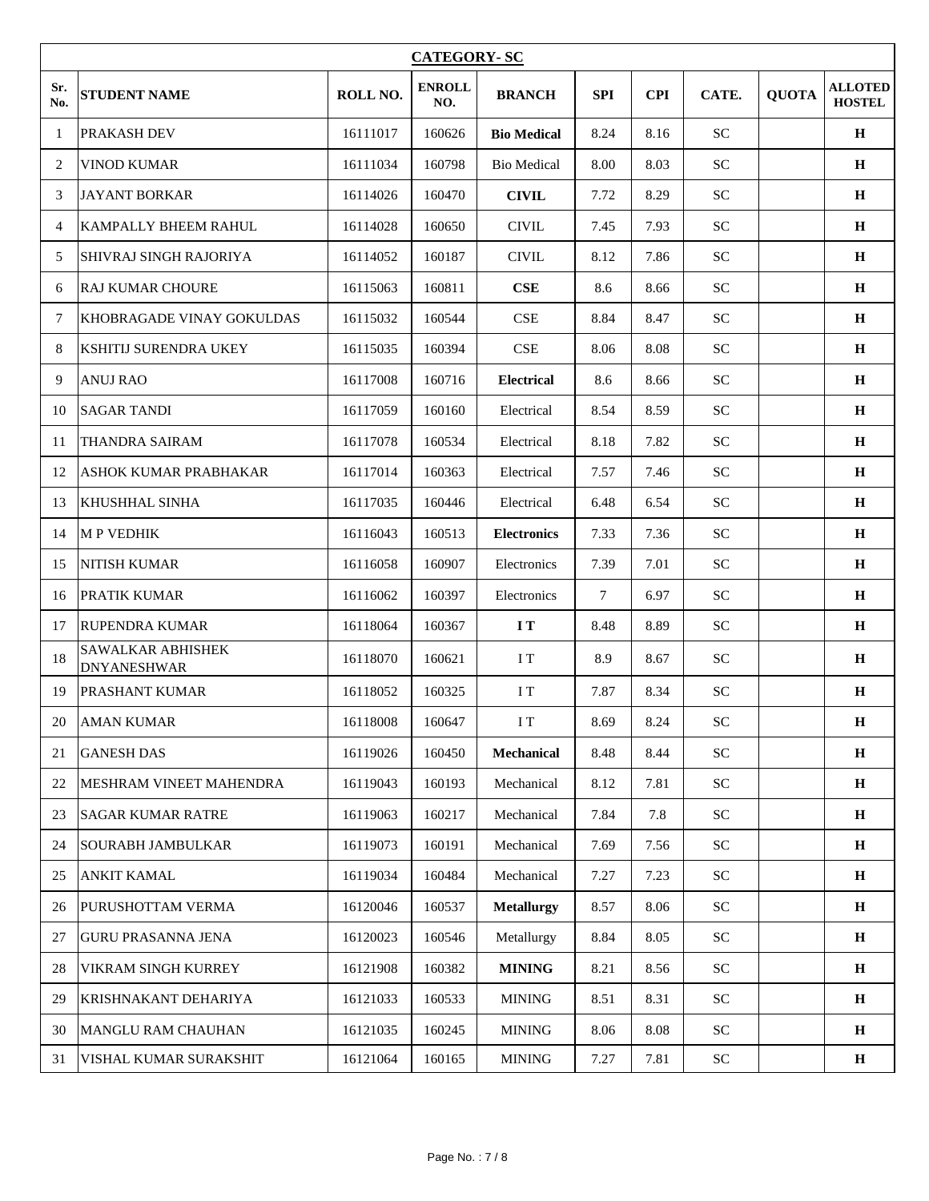| CATEGORY- SC | | | | | | | | | |
|---|---|---|---|---|---|---|---|---|---|
| **Sr. No.** | **STUDENT NAME** | **ROLL NO.** | **ENROLL NO.** | **BRANCH** | **SPI** | **CPI** | **CATE.** | **QUOTA** | **ALLOTED HOSTEL** |
| 1 | PRAKASH DEV | 16111017 | 160626 | **Bio Medical** | 8.24 | 8.16 | SC | | **H** |
| 2 | VINOD KUMAR | 16111034 | 160798 | Bio Medical | 8.00 | 8.03 | SC | | **H** |
| 3 | JAYANT BORKAR | 16114026 | 160470 | **CIVIL** | 7.72 | 8.29 | SC | | **H** |
| 4 | KAMPALLY BHEEM RAHUL | 16114028 | 160650 | CIVIL | 7.45 | 7.93 | SC | | **H** |
| 5 | SHIVRAJ SINGH RAJORIYA | 16114052 | 160187 | CIVIL | 8.12 | 7.86 | SC | | **H** |
| 6 | RAJ KUMAR CHOURE | 16115063 | 160811 | **CSE** | 8.6 | 8.66 | SC | | **H** |
| 7 | KHOBRAGADE VINAY GOKULDAS | 16115032 | 160544 | CSE | 8.84 | 8.47 | SC | | **H** |
| 8 | KSHITIJ SURENDRA UKEY | 16115035 | 160394 | CSE | 8.06 | 8.08 | SC | | **H** |
| 9 | ANUJ RAO | 16117008 | 160716 | **Electrical** | 8.6 | 8.66 | SC | | **H** |
| 10 | SAGAR TANDI | 16117059 | 160160 | Electrical | 8.54 | 8.59 | SC | | **H** |
| 11 | THANDRA SAIRAM | 16117078 | 160534 | Electrical | 8.18 | 7.82 | SC | | **H** |
| 12 | ASHOK KUMAR PRABHAKAR | 16117014 | 160363 | Electrical | 7.57 | 7.46 | SC | | **H** |
| 13 | KHUSHHAL SINHA | 16117035 | 160446 | Electrical | 6.48 | 6.54 | SC | | **H** |
| 14 | M P VEDHIK | 16116043 | 160513 | **Electronics** | 7.33 | 7.36 | SC | | **H** |
| 15 | NITISH KUMAR | 16116058 | 160907 | Electronics | 7.39 | 7.01 | SC | | **H** |
| 16 | PRATIK KUMAR | 16116062 | 160397 | Electronics | 7 | 6.97 | SC | | **H** |
| 17 | RUPENDRA KUMAR | 16118064 | 160367 | **I T** | 8.48 | 8.89 | SC | | **H** |
| 18 | SAWALKAR ABHISHEK DNYANESHWAR | 16118070 | 160621 | I T | 8.9 | 8.67 | SC | | **H** |
| 19 | PRASHANT KUMAR | 16118052 | 160325 | I T | 7.87 | 8.34 | SC | | **H** |
| 20 | AMAN KUMAR | 16118008 | 160647 | I T | 8.69 | 8.24 | SC | | **H** |
| 21 | GANESH DAS | 16119026 | 160450 | **Mechanical** | 8.48 | 8.44 | SC | | **H** |
| 22 | MESHRAM VINEET MAHENDRA | 16119043 | 160193 | Mechanical | 8.12 | 7.81 | SC | | **H** |
| 23 | SAGAR KUMAR RATRE | 16119063 | 160217 | Mechanical | 7.84 | 7.8 | SC | | **H** |
| 24 | SOURABH JAMBULKAR | 16119073 | 160191 | Mechanical | 7.69 | 7.56 | SC | | **H** |
| 25 | ANKIT KAMAL | 16119034 | 160484 | Mechanical | 7.27 | 7.23 | SC | | **H** |
| 26 | PURUSHOTTAM VERMA | 16120046 | 160537 | **Metallurgy** | 8.57 | 8.06 | SC | | **H** |
| 27 | GURU PRASANNA JENA | 16120023 | 160546 | Metallurgy | 8.84 | 8.05 | SC | | **H** |
| 28 | VIKRAM SINGH KURREY | 16121908 | 160382 | **MINING** | 8.21 | 8.56 | SC | | **H** |
| 29 | KRISHNAKANT DEHARIYA | 16121033 | 160533 | MINING | 8.51 | 8.31 | SC | | **H** |
| 30 | MANGLU RAM CHAUHAN | 16121035 | 160245 | MINING | 8.06 | 8.08 | SC | | **H** |
| 31 | VISHAL KUMAR SURAKSHIT | 16121064 | 160165 | MINING | 7.27 | 7.81 | SC | | **H** |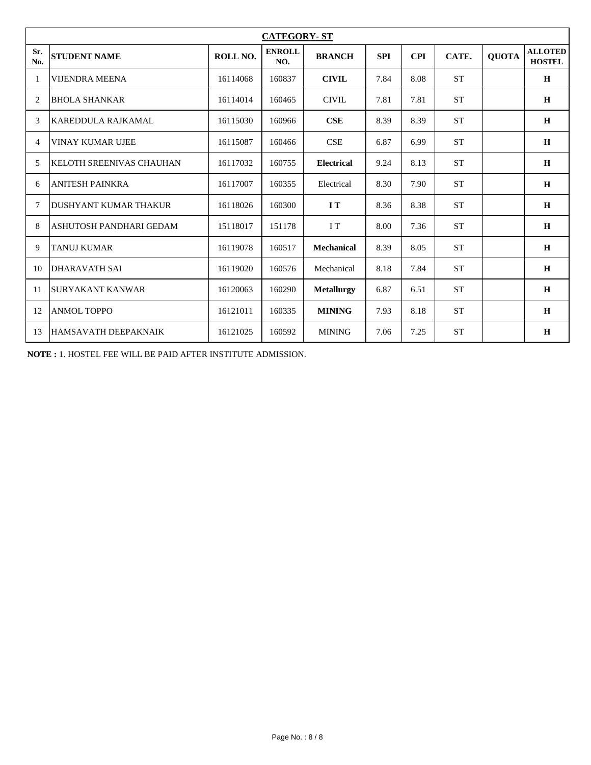| CATEGORY- ST | | | | | | | | | |
|---|---|---|---|---|---|---|---|---|---|
| **Sr. No.** | **STUDENT NAME** | **ROLL NO.** | **ENROLL NO.** | **BRANCH** | **SPI** | **CPI** | **CATE.** | **QUOTA** | **ALLOTED HOSTEL** |
| 1 | VIJENDRA MEENA | 16114068 | 160837 | **CIVIL** | 7.84 | 8.08 | ST | | **H** |
| 2 | BHOLA SHANKAR | 16114014 | 160465 | CIVIL | 7.81 | 7.81 | ST | | **H** |
| 3 | KAREDDULA RAJKAMAL | 16115030 | 160966 | **CSE** | 8.39 | 8.39 | ST | | **H** |
| 4 | VINAY KUMAR UJEE | 16115087 | 160466 | CSE | 6.87 | 6.99 | ST | | **H** |
| 5 | KELOTH SREENIVAS CHAUHAN | 16117032 | 160755 | **Electrical** | 9.24 | 8.13 | ST | | **H** |
| 6 | ANITESH PAINKRA | 16117007 | 160355 | Electrical | 8.30 | 7.90 | ST | | **H** |
| 7 | DUSHYANT KUMAR THAKUR | 16118026 | 160300 | **I T** | 8.36 | 8.38 | ST | | **H** |
| 8 | ASHUTOSH PANDHARI GEDAM | 15118017 | 151178 | I T | 8.00 | 7.36 | ST | | **H** |
| 9 | TANUJ KUMAR | 16119078 | 160517 | **Mechanical** | 8.39 | 8.05 | ST | | **H** |
| 10 | DHARAVATH SAI | 16119020 | 160576 | Mechanical | 8.18 | 7.84 | ST | | **H** |
| 11 | SURYAKANT KANWAR | 16120063 | 160290 | **Metallurgy** | 6.87 | 6.51 | ST | | **H** |
| 12 | ANMOL TOPPO | 16121011 | 160335 | **MINING** | 7.93 | 8.18 | ST | | **H** |
| 13 | HAMSAVATH DEEPAKNAIK | 16121025 | 160592 | MINING | 7.06 | 7.25 | ST | | **H** |

**NOTE :** 1. HOSTEL FEE WILL BE PAID AFTER INSTITUTE ADMISSION.